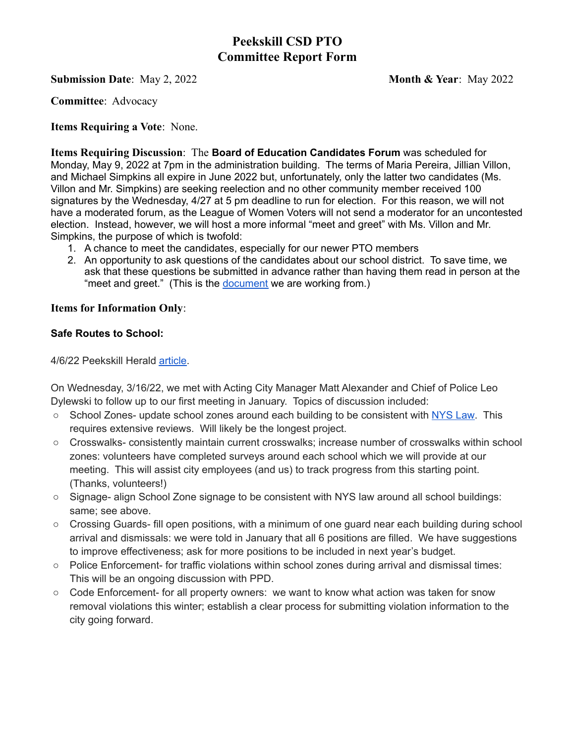# Peekskill CSD PTO
# Committee Report Form

**Submission Date**: May 2, 2022 **Month & Year**: May 2022

**Committee**: Advocacy

**Items Requiring a Vote**: None.

**Items Requiring Discussion**: The **Board of Education Candidates Forum** was scheduled for Monday, May 9, 2022 at 7pm in the administration building. The terms of Maria Pereira, Jillian Villon, and Michael Simpkins all expire in June 2022 but, unfortunately, only the latter two candidates (Ms. Villon and Mr. Simpkins) are seeking reelection and no other community member received 100 signatures by the Wednesday, 4/27 at 5 pm deadline to run for election. For this reason, we will not have a moderated forum, as the League of Women Voters will not send a moderator for an uncontested election. Instead, however, we will host a more informal "meet and greet" with Ms. Villon and Mr. Simpkins, the purpose of which is twofold:

1. A chance to meet the candidates, especially for our newer PTO members
2. An opportunity to ask questions of the candidates about our school district. To save time, we ask that these questions be submitted in advance rather than having them read in person at the "meet and greet." (This is the document we are working from.)

**Items for Information Only**:

**Safe Routes to School:**

4/6/22 Peekskill Herald article.

On Wednesday, 3/16/22, we met with Acting City Manager Matt Alexander and Chief of Police Leo Dylewski to follow up to our first meeting in January. Topics of discussion included:

- School Zones- update school zones around each building to be consistent with NYS Law. This requires extensive reviews. Will likely be the longest project.
- Crosswalks- consistently maintain current crosswalks; increase number of crosswalks within school zones: volunteers have completed surveys around each school which we will provide at our meeting. This will assist city employees (and us) to track progress from this starting point. (Thanks, volunteers!)
- Signage- align School Zone signage to be consistent with NYS law around all school buildings: same; see above.
- Crossing Guards- fill open positions, with a minimum of one guard near each building during school arrival and dismissals: we were told in January that all 6 positions are filled. We have suggestions to improve effectiveness; ask for more positions to be included in next year's budget.
- Police Enforcement- for traffic violations within school zones during arrival and dismissal times: This will be an ongoing discussion with PPD.
- Code Enforcement- for all property owners: we want to know what action was taken for snow removal violations this winter; establish a clear process for submitting violation information to the city going forward.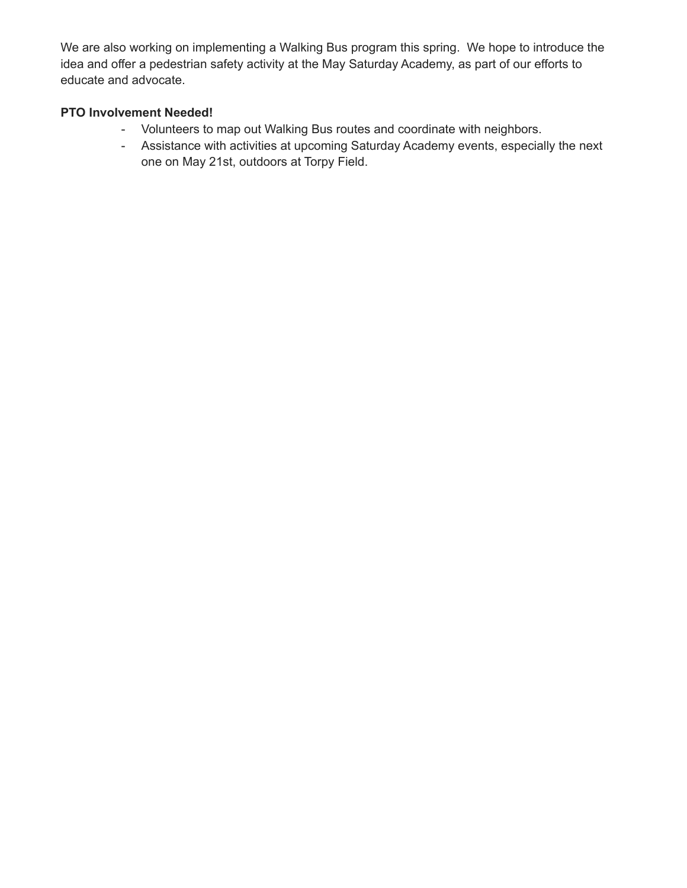We are also working on implementing a Walking Bus program this spring. We hope to introduce the idea and offer a pedestrian safety activity at the May Saturday Academy, as part of our efforts to educate and advocate.

**PTO Involvement Needed!**

- Volunteers to map out Walking Bus routes and coordinate with neighbors.
- Assistance with activities at upcoming Saturday Academy events, especially the next one on May 21st, outdoors at Torpy Field.